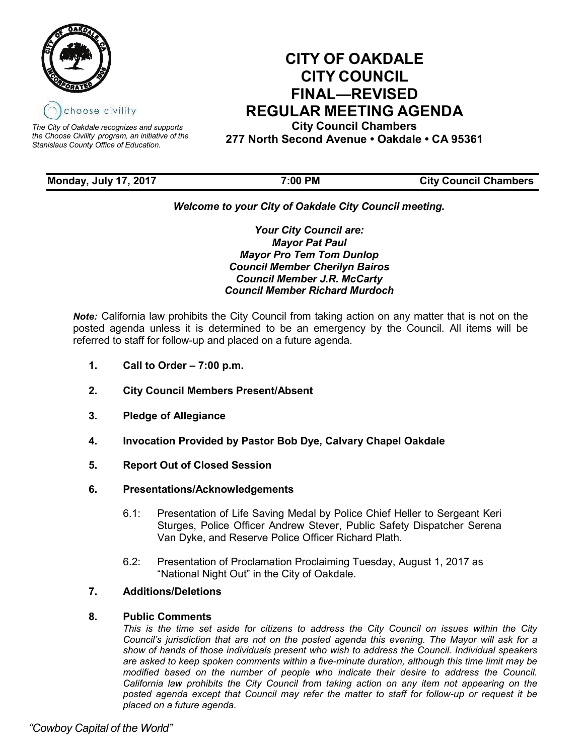choose civility

*The City of Oakdale recognizes and supports the Choose Civility program, an initiative of the Stanislaus County Office of Education.*

# CITY OF OAKDALE
# CITY COUNCIL
# FINAL—REVISED
# REGULAR MEETING AGENDA

**City Council Chambers**
**277 North Second Avenue • Oakdale • CA 95361**

| **Monday, July 17, 2017** | **7:00 PM** | **City Council Chambers** |
|---|---|---|

***Welcome to your City of Oakdale City Council meeting.***

***Your City Council are:***
***Mayor Pat Paul***
***Mayor Pro Tem Tom Dunlop***
***Council Member Cherilyn Bairos***
***Council Member J.R. McCarty***
***Council Member Richard Murdoch***

***Note:*** California law prohibits the City Council from taking action on any matter that is not on the posted agenda unless it is determined to be an emergency by the Council. All items will be referred to staff for follow-up and placed on a future agenda.

1. **Call to Order – 7:00 p.m.**

2. **City Council Members Present/Absent**

3. **Pledge of Allegiance**

4. **Invocation Provided by Pastor Bob Dye, Calvary Chapel Oakdale**

5. **Report Out of Closed Session**

6. **Presentations/Acknowledgements**

   6.1: Presentation of Life Saving Medal by Police Chief Heller to Sergeant Keri Sturges, Police Officer Andrew Stever, Public Safety Dispatcher Serena Van Dyke, and Reserve Police Officer Richard Plath.

   6.2: Presentation of Proclamation Proclaiming Tuesday, August 1, 2017 as "National Night Out" in the City of Oakdale.

7. **Additions/Deletions**

8. **Public Comments**

   *This is the time set aside for citizens to address the City Council on issues within the City Council's jurisdiction that are not on the posted agenda this evening. The Mayor will ask for a show of hands of those individuals present who wish to address the Council. Individual speakers are asked to keep spoken comments within a five-minute duration, although this time limit may be modified based on the number of people who indicate their desire to address the Council. California law prohibits the City Council from taking action on any item not appearing on the posted agenda except that Council may refer the matter to staff for follow-up or request it be placed on a future agenda.*

*"Cowboy Capital of the World"*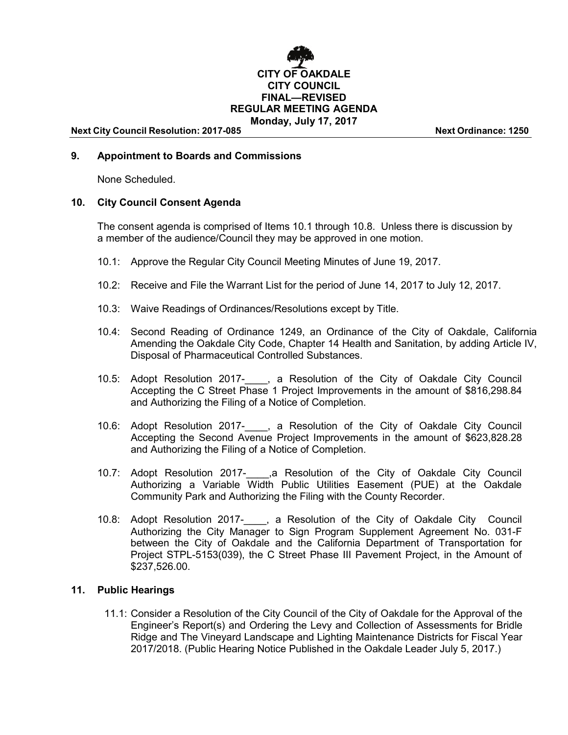**CITY OF OAKDALE**
**CITY COUNCIL**
**FINAL—REVISED**
**REGULAR MEETING AGENDA**
**Monday, July 17, 2017**

**Next City Council Resolution: 2017-085** **Next Ordinance: 1250**

## 9. Appointment to Boards and Commissions

None Scheduled.

## 10. City Council Consent Agenda

The consent agenda is comprised of Items 10.1 through 10.8. Unless there is discussion by a member of the audience/Council they may be approved in one motion.

10.1: Approve the Regular City Council Meeting Minutes of June 19, 2017.

10.2: Receive and File the Warrant List for the period of June 14, 2017 to July 12, 2017.

10.3: Waive Readings of Ordinances/Resolutions except by Title.

10.4: Second Reading of Ordinance 1249, an Ordinance of the City of Oakdale, California Amending the Oakdale City Code, Chapter 14 Health and Sanitation, by adding Article IV, Disposal of Pharmaceutical Controlled Substances.

10.5: Adopt Resolution 2017-____, a Resolution of the City of Oakdale City Council Accepting the C Street Phase 1 Project Improvements in the amount of $816,298.84 and Authorizing the Filing of a Notice of Completion.

10.6: Adopt Resolution 2017-____, a Resolution of the City of Oakdale City Council Accepting the Second Avenue Project Improvements in the amount of $623,828.28 and Authorizing the Filing of a Notice of Completion.

10.7: Adopt Resolution 2017-____,a Resolution of the City of Oakdale City Council Authorizing a Variable Width Public Utilities Easement (PUE) at the Oakdale Community Park and Authorizing the Filing with the County Recorder.

10.8: Adopt Resolution 2017-____, a Resolution of the City of Oakdale City Council Authorizing the City Manager to Sign Program Supplement Agreement No. 031-F between the City of Oakdale and the California Department of Transportation for Project STPL-5153(039), the C Street Phase III Pavement Project, in the Amount of $237,526.00.

## 11. Public Hearings

11.1: Consider a Resolution of the City Council of the City of Oakdale for the Approval of the Engineer's Report(s) and Ordering the Levy and Collection of Assessments for Bridle Ridge and The Vineyard Landscape and Lighting Maintenance Districts for Fiscal Year 2017/2018. (Public Hearing Notice Published in the Oakdale Leader July 5, 2017.)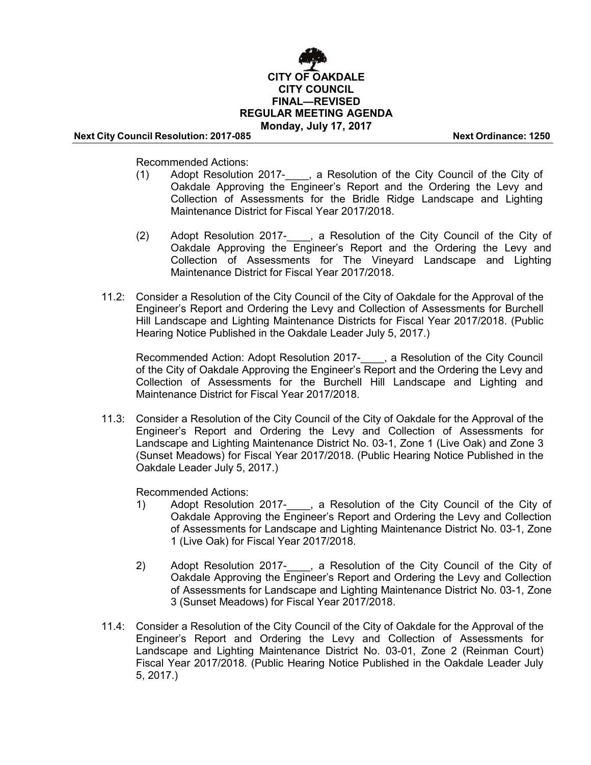Recommended Actions:

(1) Adopt Resolution 2017-____, a Resolution of the City Council of the City of Oakdale Approving the Engineer's Report and the Ordering the Levy and Collection of Assessments for the Bridle Ridge Landscape and Lighting Maintenance District for Fiscal Year 2017/2018.

(2) Adopt Resolution 2017-____, a Resolution of the City Council of the City of Oakdale Approving the Engineer's Report and the Ordering the Levy and Collection of Assessments for The Vineyard Landscape and Lighting Maintenance District for Fiscal Year 2017/2018.

11.2: Consider a Resolution of the City Council of the City of Oakdale for the Approval of the Engineer's Report and Ordering the Levy and Collection of Assessments for Burchell Hill Landscape and Lighting Maintenance Districts for Fiscal Year 2017/2018. (Public Hearing Notice Published in the Oakdale Leader July 5, 2017.)

Recommended Action: Adopt Resolution 2017-____, a Resolution of the City Council of the City of Oakdale Approving the Engineer's Report and the Ordering the Levy and Collection of Assessments for the Burchell Hill Landscape and Lighting and Maintenance District for Fiscal Year 2017/2018.

11.3: Consider a Resolution of the City Council of the City of Oakdale for the Approval of the Engineer's Report and Ordering the Levy and Collection of Assessments for Landscape and Lighting Maintenance District No. 03-1, Zone 1 (Live Oak) and Zone 3 (Sunset Meadows) for Fiscal Year 2017/2018. (Public Hearing Notice Published in the Oakdale Leader July 5, 2017.)

Recommended Actions:

1) Adopt Resolution 2017-____, a Resolution of the City Council of the City of Oakdale Approving the Engineer's Report and Ordering the Levy and Collection of Assessments for Landscape and Lighting Maintenance District No. 03-1, Zone 1 (Live Oak) for Fiscal Year 2017/2018.

2) Adopt Resolution 2017-____, a Resolution of the City Council of the City of Oakdale Approving the Engineer's Report and Ordering the Levy and Collection of Assessments for Landscape and Lighting Maintenance District No. 03-1, Zone 3 (Sunset Meadows) for Fiscal Year 2017/2018.

11.4: Consider a Resolution of the City Council of the City of Oakdale for the Approval of the Engineer's Report and Ordering the Levy and Collection of Assessments for Landscape and Lighting Maintenance District No. 03-01, Zone 2 (Reinman Court) Fiscal Year 2017/2018. (Public Hearing Notice Published in the Oakdale Leader July 5, 2017.)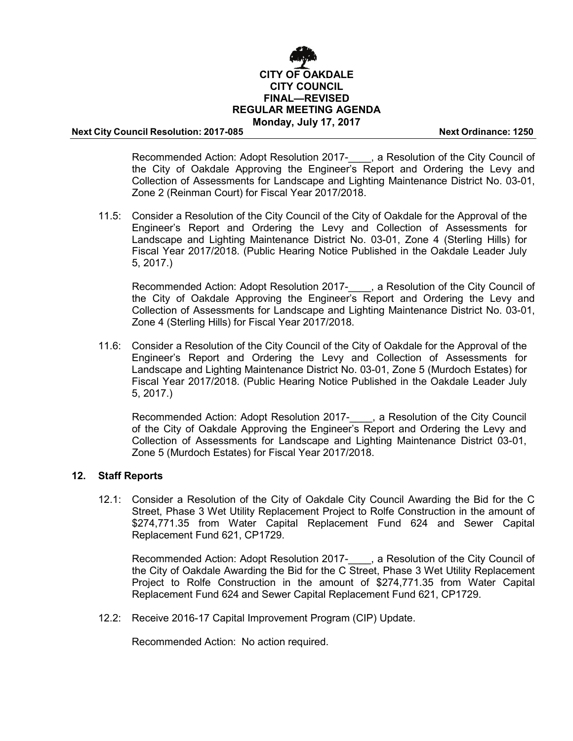Recommended Action: Adopt Resolution 2017-____, a Resolution of the City Council of the City of Oakdale Approving the Engineer's Report and Ordering the Levy and Collection of Assessments for Landscape and Lighting Maintenance District No. 03-01, Zone 2 (Reinman Court) for Fiscal Year 2017/2018.

11.5: Consider a Resolution of the City Council of the City of Oakdale for the Approval of the Engineer's Report and Ordering the Levy and Collection of Assessments for Landscape and Lighting Maintenance District No. 03-01, Zone 4 (Sterling Hills) for Fiscal Year 2017/2018. (Public Hearing Notice Published in the Oakdale Leader July 5, 2017.)

Recommended Action: Adopt Resolution 2017-____, a Resolution of the City Council of the City of Oakdale Approving the Engineer's Report and Ordering the Levy and Collection of Assessments for Landscape and Lighting Maintenance District No. 03-01, Zone 4 (Sterling Hills) for Fiscal Year 2017/2018.

11.6: Consider a Resolution of the City Council of the City of Oakdale for the Approval of the Engineer's Report and Ordering the Levy and Collection of Assessments for Landscape and Lighting Maintenance District No. 03-01, Zone 5 (Murdoch Estates) for Fiscal Year 2017/2018. (Public Hearing Notice Published in the Oakdale Leader July 5, 2017.)

Recommended Action: Adopt Resolution 2017-____, a Resolution of the City Council of the City of Oakdale Approving the Engineer's Report and Ordering the Levy and Collection of Assessments for Landscape and Lighting Maintenance District 03-01, Zone 5 (Murdoch Estates) for Fiscal Year 2017/2018.

## 12. Staff Reports

12.1: Consider a Resolution of the City of Oakdale City Council Awarding the Bid for the C Street, Phase 3 Wet Utility Replacement Project to Rolfe Construction in the amount of $274,771.35 from Water Capital Replacement Fund 624 and Sewer Capital Replacement Fund 621, CP1729.

Recommended Action: Adopt Resolution 2017-____, a Resolution of the City Council of the City of Oakdale Awarding the Bid for the C Street, Phase 3 Wet Utility Replacement Project to Rolfe Construction in the amount of $274,771.35 from Water Capital Replacement Fund 624 and Sewer Capital Replacement Fund 621, CP1729.

12.2: Receive 2016-17 Capital Improvement Program (CIP) Update.

Recommended Action: No action required.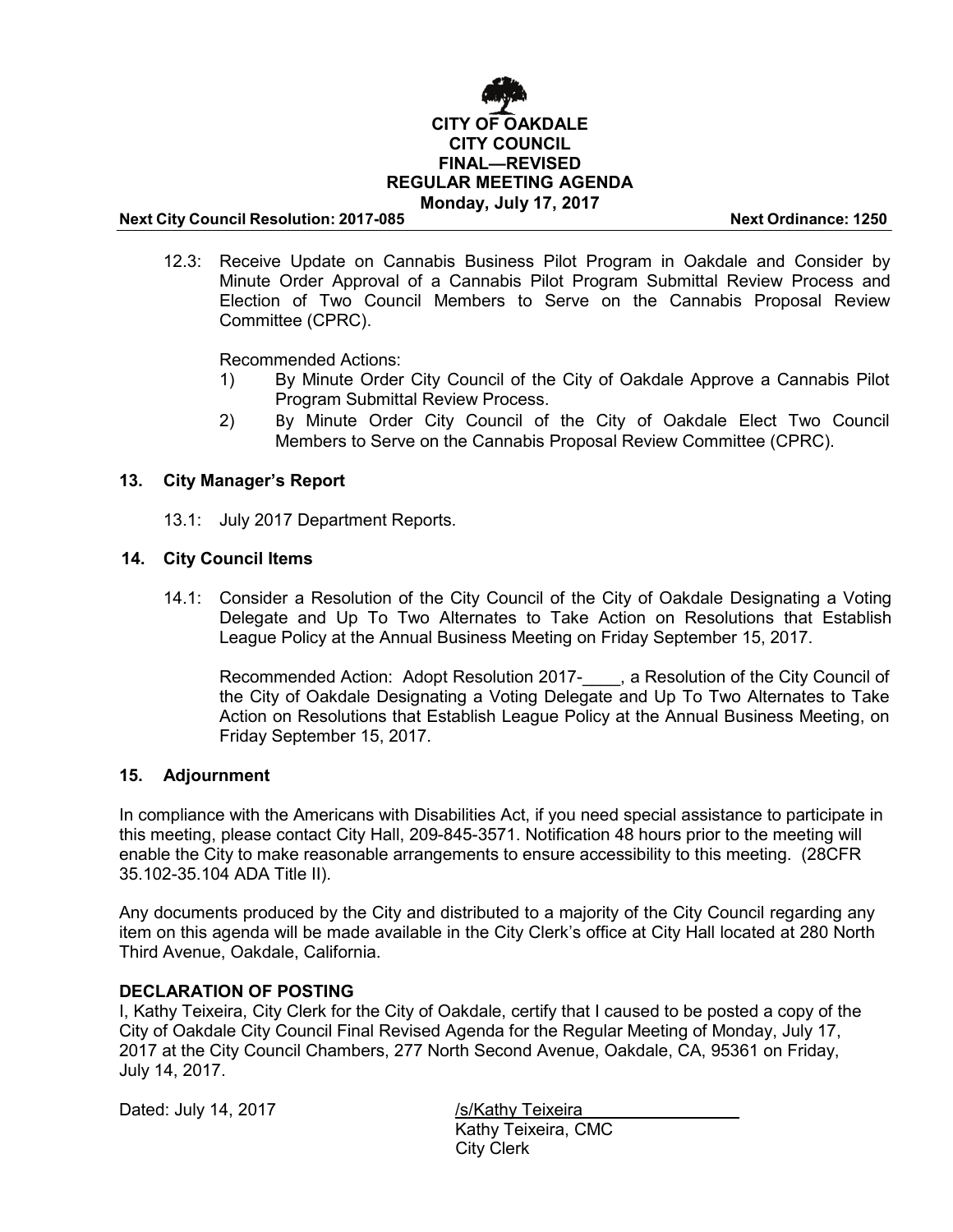12.3: Receive Update on Cannabis Business Pilot Program in Oakdale and Consider by Minute Order Approval of a Cannabis Pilot Program Submittal Review Process and Election of Two Council Members to Serve on the Cannabis Proposal Review Committee (CPRC).

Recommended Actions:

1) By Minute Order City Council of the City of Oakdale Approve a Cannabis Pilot Program Submittal Review Process.
2) By Minute Order City Council of the City of Oakdale Elect Two Council Members to Serve on the Cannabis Proposal Review Committee (CPRC).

## 13. City Manager's Report

13.1: July 2017 Department Reports.

## 14. City Council Items

14.1: Consider a Resolution of the City Council of the City of Oakdale Designating a Voting Delegate and Up To Two Alternates to Take Action on Resolutions that Establish League Policy at the Annual Business Meeting on Friday September 15, 2017.

Recommended Action: Adopt Resolution 2017-____, a Resolution of the City Council of the City of Oakdale Designating a Voting Delegate and Up To Two Alternates to Take Action on Resolutions that Establish League Policy at the Annual Business Meeting, on Friday September 15, 2017.

## 15. Adjournment

In compliance with the Americans with Disabilities Act, if you need special assistance to participate in this meeting, please contact City Hall, 209-845-3571. Notification 48 hours prior to the meeting will enable the City to make reasonable arrangements to ensure accessibility to this meeting. (28CFR 35.102-35.104 ADA Title II).

Any documents produced by the City and distributed to a majority of the City Council regarding any item on this agenda will be made available in the City Clerk's office at City Hall located at 280 North Third Avenue, Oakdale, California.

**DECLARATION OF POSTING**

I, Kathy Teixeira, City Clerk for the City of Oakdale, certify that I caused to be posted a copy of the City of Oakdale City Council Final Revised Agenda for the Regular Meeting of Monday, July 17, 2017 at the City Council Chambers, 277 North Second Avenue, Oakdale, CA, 95361 on Friday, July 14, 2017.

Dated: July 14, 2017

/s/Kathy Teixeira
Kathy Teixeira, CMC
City Clerk